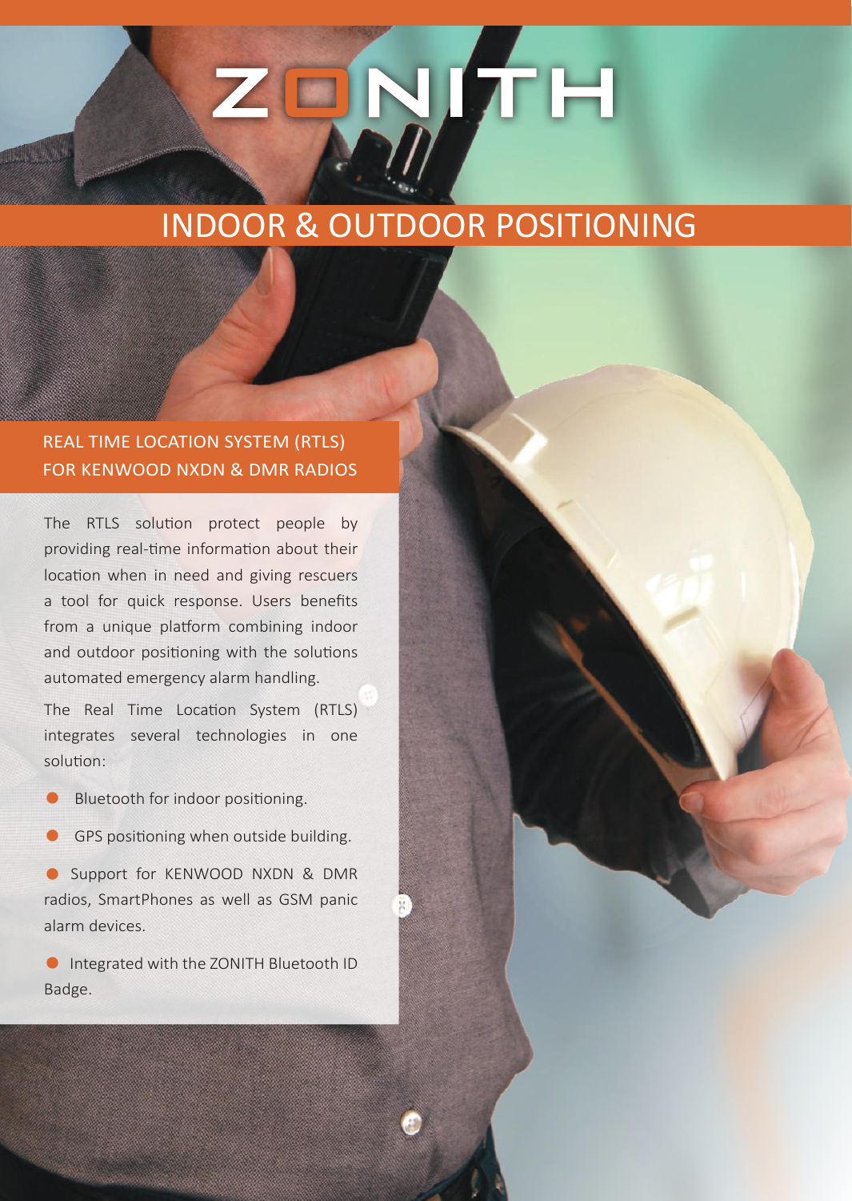# ZONITH

## INDOOR & OUTDOOR POSITIONING

### REAL TIME LOCATION SYSTEM (RTLS) FOR KENWOOD NXDN & DMR RADIOS

The RTLS solution protect people by providing real-time information about their location when in need and giving rescuers a tool for quick response. Users benefits from a unique platform combining indoor and outdoor positioning with the solutions automated emergency alarm handling.

The Real Time Location System (RTLS) integrates several technologies in one solution:

- Bluetooth for indoor positioning.
- GPS positioning when outside building.
- Support for KENWOOD NXDN & DMR radios, SmartPhones as well as GSM panic alarm devices.
- Integrated with the ZONITH Bluetooth ID Badge.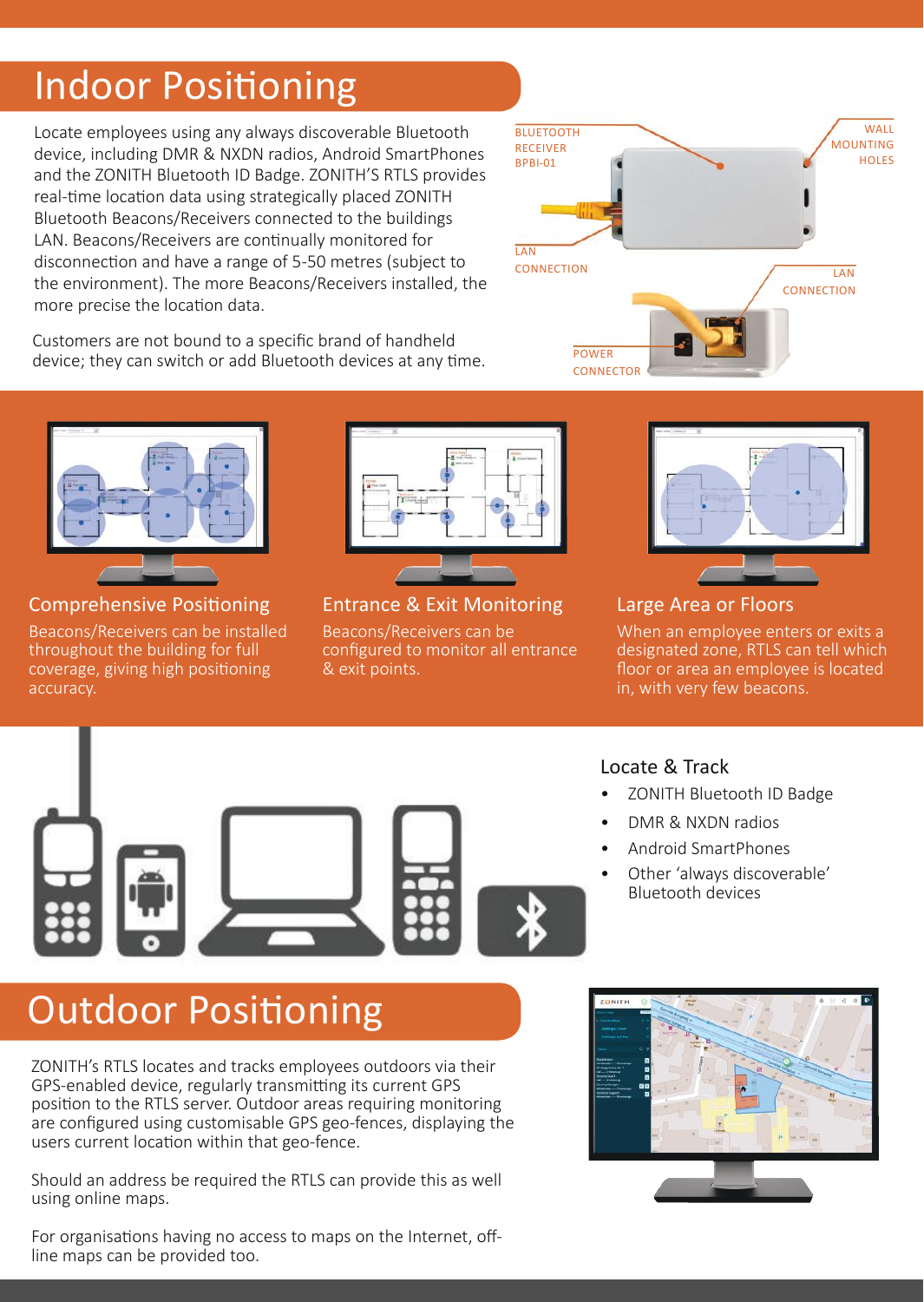# Indoor Positioning

Locate employees using any always discoverable Bluetooth device, including DMR & NXDN radios, Android SmartPhones and the ZONITH Bluetooth ID Badge. ZONITH'S RTLS provides real-time location data using strategically placed ZONITH Bluetooth Beacons/Receivers connected to the buildings LAN. Beacons/Receivers are continually monitored for disconnection and have a range of 5-50 metres (subject to the environment). The more Beacons/Receivers installed, the more precise the location data.

Customers are not bound to a specific brand of handheld device; they can switch or add Bluetooth devices at any time.

BLUETOOTH RECEIVER BPBI-01

WALL MOUNTING HOLES

LAN CONNECTION

LAN CONNECTION

POWER CONNECTOR

### Comprehensive Positioning

Beacons/Receivers can be installed throughout the building for full coverage, giving high positioning accuracy.

### Entrance & Exit Monitoring

Beacons/Receivers can be configured to monitor all entrance & exit points.

### Large Area or Floors

When an employee enters or exits a designated zone, RTLS can tell which floor or area an employee is located in, with very few beacons.

### Locate & Track

- ZONITH Bluetooth ID Badge
- DMR & NXDN radios
- Android SmartPhones
- Other 'always discoverable' Bluetooth devices

# Outdoor Positioning

ZONITH'S RTLS locates and tracks employees outdoors via their GPS-enabled device, regularly transmitting its current GPS position to the RTLS server. Outdoor areas requiring monitoring are configured using customisable GPS geo-fences, displaying the users current location within that geo-fence.

Should an address be required the RTLS can provide this as well using online maps.

For organisations having no access to maps on the Internet, off-line maps can be provided too.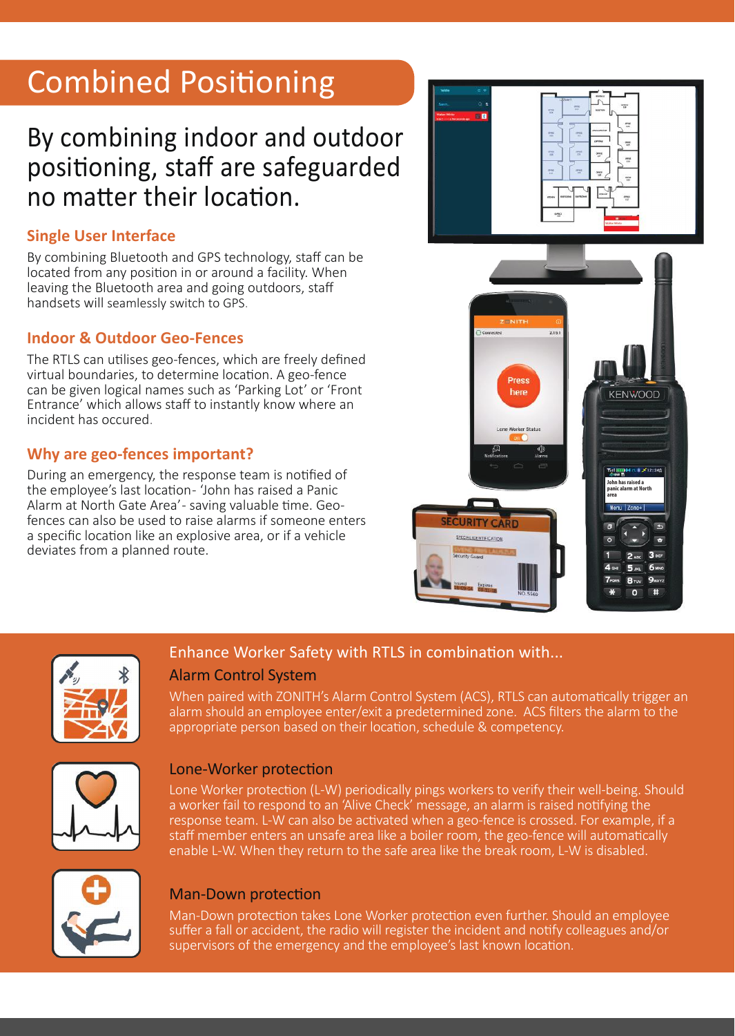# Combined Positioning

## By combining indoor and outdoor positioning, staff are safeguarded no matter their location.

### Single User Interface

By combining Bluetooth and GPS technology, staff can be located from any position in or around a facility. When leaving the Bluetooth area and going outdoors, staff handsets will seamlessly switch to GPS.

### Indoor & Outdoor Geo-Fences

The RTLS can utilises geo-fences, which are freely defined virtual boundaries, to determine location. A geo-fence can be given logical names such as 'Parking Lot' or 'Front Entrance' which allows staff to instantly know where an incident has occured.

### Why are geo-fences important?

During an emergency, the response team is notified of the employee's last location- 'John has raised a Panic Alarm at North Gate Area'- saving valuable time. Geo-fences can also be used to raise alarms if someone enters a specific location like an explosive area, or if a vehicle deviates from a planned route.

## Enhance Worker Safety with RTLS in combination with...

### Alarm Control System

When paired with ZONITH's Alarm Control System (ACS), RTLS can automatically trigger an alarm should an employee enter/exit a predetermined zone. ACS filters the alarm to the appropriate person based on their location, schedule & competency.

### Lone-Worker protection

Lone Worker protection (L-W) periodically pings workers to verify their well-being. Should a worker fail to respond to an 'Alive Check' message, an alarm is raised notifying the response team. L-W can also be activated when a geo-fence is crossed. For example, if a staff member enters an unsafe area like a boiler room, the geo-fence will automatically enable L-W. When they return to the safe area like the break room, L-W is disabled.

### Man-Down protection

Man-Down protection takes Lone Worker protection even further. Should an employee suffer a fall or accident, the radio will register the incident and notify colleagues and/or supervisors of the emergency and the employee's last known location.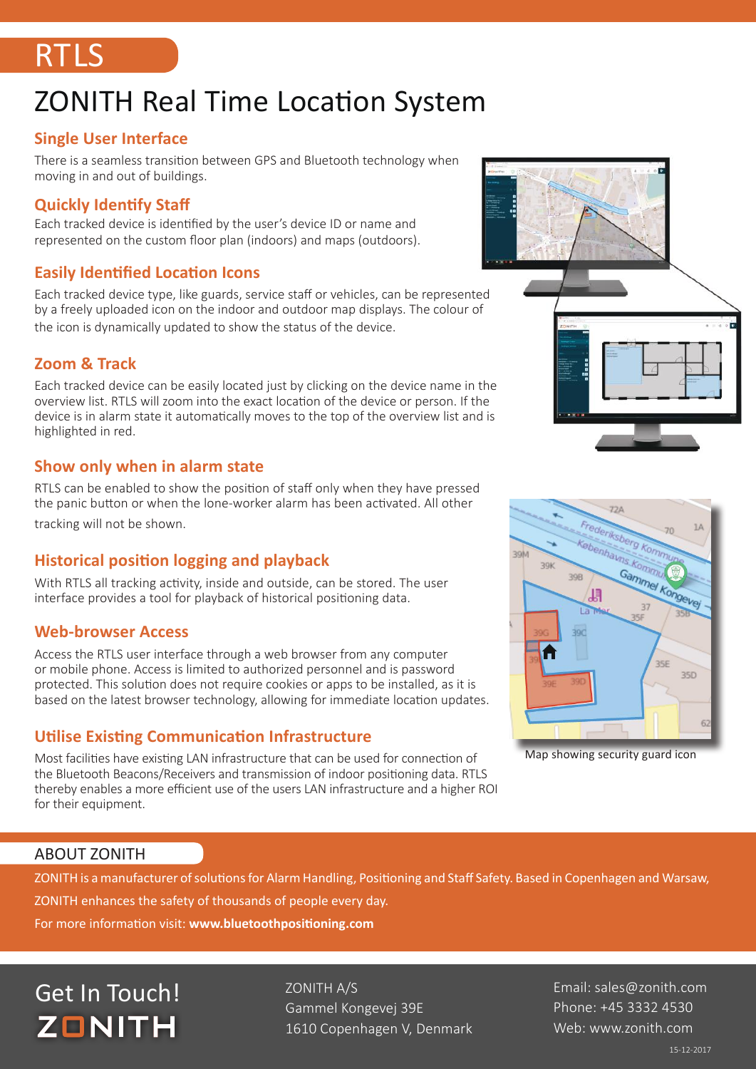# RTLS

## ZONITH Real Time Location System

### Single User Interface

There is a seamless transition between GPS and Bluetooth technology when moving in and out of buildings.

### Quickly Identify Staff

Each tracked device is identified by the user's device ID or name and represented on the custom floor plan (indoors) and maps (outdoors).

### Easily Identified Location Icons

Each tracked device type, like guards, service staff or vehicles, can be represented by a freely uploaded icon on the indoor and outdoor map displays. The colour of the icon is dynamically updated to show the status of the device.

### Zoom & Track

Each tracked device can be easily located just by clicking on the device name in the overview list. RTLS will zoom into the exact location of the device or person. If the device is in alarm state it automatically moves to the top of the overview list and is highlighted in red.

### Show only when in alarm state

RTLS can be enabled to show the position of staff only when they have pressed the panic button or when the lone-worker alarm has been activated. All other tracking will not be shown.

### Historical position logging and playback

With RTLS all tracking activity, inside and outside, can be stored. The user interface provides a tool for playback of historical positioning data.

### Web-browser Access

Access the RTLS user interface through a web browser from any computer or mobile phone. Access is limited to authorized personnel and is password protected. This solution does not require cookies or apps to be installed, as it is based on the latest browser technology, allowing for immediate location updates.

### Utilise Existing Communication Infrastructure

Most facilities have existing LAN infrastructure that can be used for connection of the Bluetooth Beacons/Receivers and transmission of indoor positioning data. RTLS thereby enables a more efficient use of the users LAN infrastructure and a higher ROI for their equipment.

Map showing security guard icon

## ABOUT ZONITH

ZONITH is a manufacturer of solutions for Alarm Handling, Positioning and Staff Safety. Based in Copenhagen and Warsaw, ZONITH enhances the safety of thousands of people every day.

For more information visit: **www.bluetoothpositioning.com**

## Get In Touch!

ZONITH

ZONITH A/S
Gammel Kongevej 39E
1610 Copenhagen V, Denmark

Email: sales@zonith.com
Phone: +45 3332 4530
Web: www.zonith.com

15-12-2017